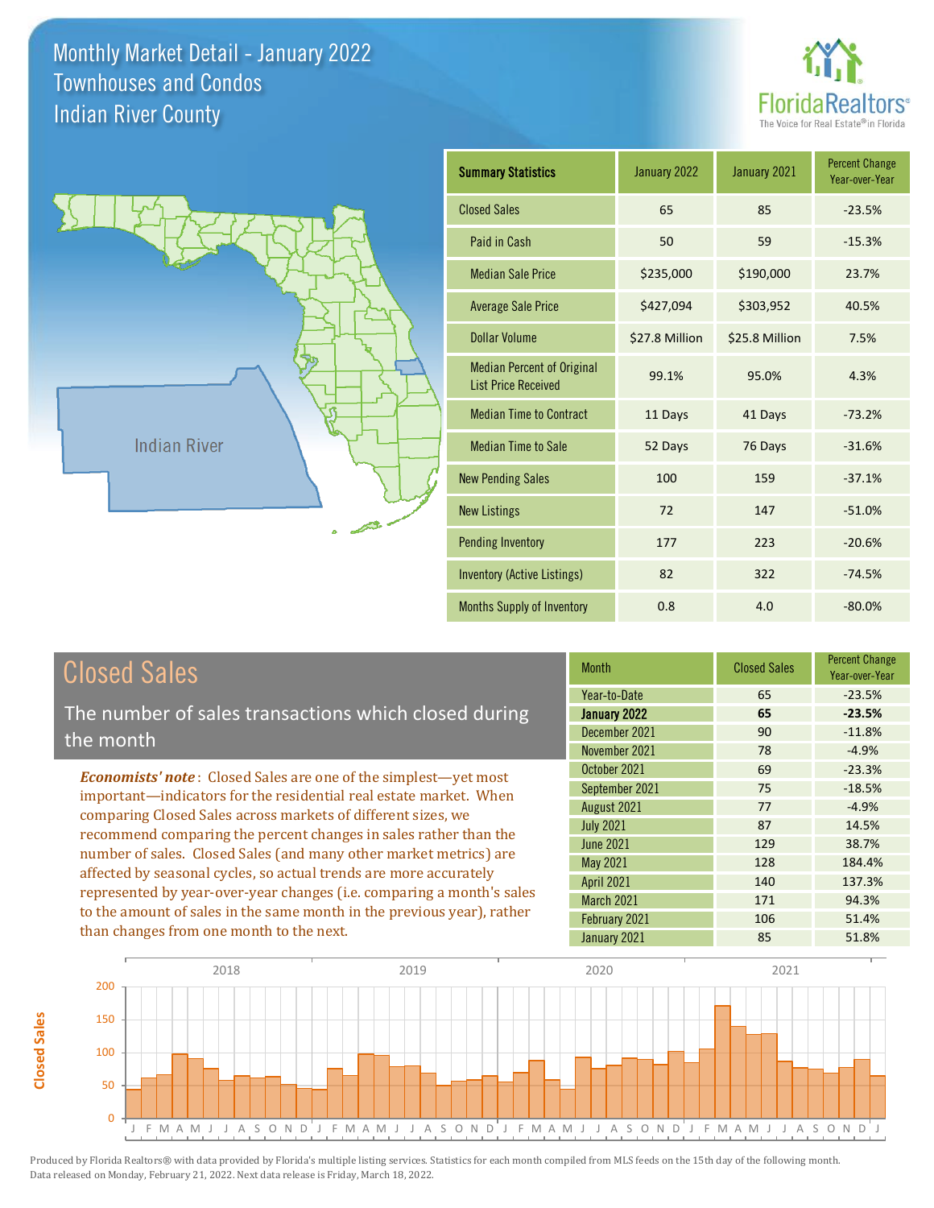# Monthly Market Detail - January 2022
## Townhouses and Condos
## Indian River County

FloridaRealtors® The Voice for Real Estate® in Florida

Indian River

| Summary Statistics | January 2022 | January 2021 | Percent Change Year-over-Year |
|---|---|---|---|
| Closed Sales | 65 | 85 | -23.5% |
| Paid in Cash | 50 | 59 | -15.3% |
| Median Sale Price | $235,000 | $190,000 | 23.7% |
| Average Sale Price | $427,094 | $303,952 | 40.5% |
| Dollar Volume | $27.8 Million | $25.8 Million | 7.5% |
| Median Percent of Original List Price Received | 99.1% | 95.0% | 4.3% |
| Median Time to Contract | 11 Days | 41 Days | -73.2% |
| Median Time to Sale | 52 Days | 76 Days | -31.6% |
| New Pending Sales | 100 | 159 | -37.1% |
| New Listings | 72 | 147 | -51.0% |
| Pending Inventory | 177 | 223 | -20.6% |
| Inventory (Active Listings) | 82 | 322 | -74.5% |
| Months Supply of Inventory | 0.8 | 4.0 | -80.0% |

## Closed Sales

The number of sales transactions which closed during the month

***Economists' note***: Closed Sales are one of the simplest—yet most important—indicators for the residential real estate market. When comparing Closed Sales across markets of different sizes, we recommend comparing the percent changes in sales rather than the number of sales. Closed Sales (and many other market metrics) are affected by seasonal cycles, so actual trends are more accurately represented by year-over-year changes (i.e. comparing a month's sales to the amount of sales in the same month in the previous year), rather than changes from one month to the next.

| Month | Closed Sales | Percent Change Year-over-Year |
|---|---|---|
| Year-to-Date | 65 | -23.5% |
| **January 2022** | **65** | **-23.5%** |
| December 2021 | 90 | -11.8% |
| November 2021 | 78 | -4.9% |
| October 2021 | 69 | -23.3% |
| September 2021 | 75 | -18.5% |
| August 2021 | 77 | -4.9% |
| July 2021 | 87 | 14.5% |
| June 2021 | 129 | 38.7% |
| May 2021 | 128 | 184.4% |
| April 2021 | 140 | 137.3% |
| March 2021 | 171 | 94.3% |
| February 2021 | 106 | 51.4% |
| January 2021 | 85 | 51.8% |

Produced by Florida Realtors® with data provided by Florida's multiple listing services. Statistics for each month compiled from MLS feeds on the 15th day of the following month. Data released on Monday, February 21, 2022. Next data release is Friday, March 18, 2022.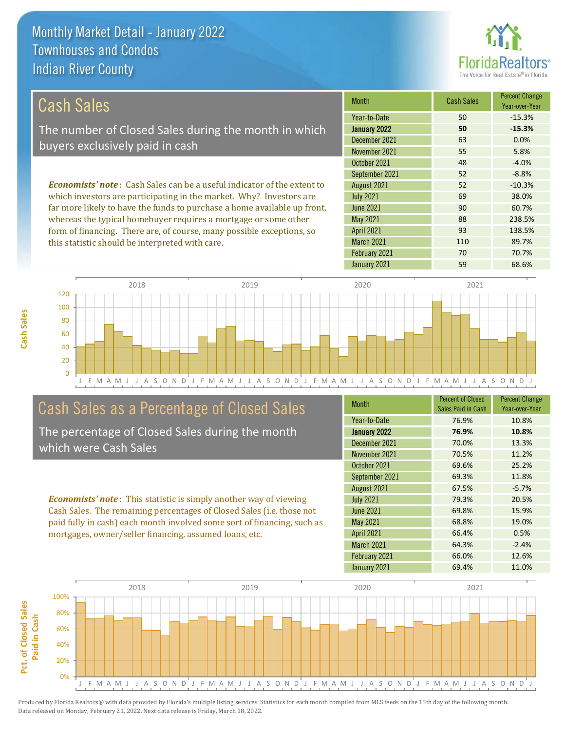# Monthly Market Detail - January 2022
## Townhouses and Condos
## Indian River County

## Cash Sales

The number of Closed Sales during the month in which buyers exclusively paid in cash

***Economists' note***: Cash Sales can be a useful indicator of the extent to which investors are participating in the market. Why? Investors are far more likely to have the funds to purchase a home available up front, whereas the typical homebuyer requires a mortgage or some other form of financing. There are, of course, many possible exceptions, so this statistic should be interpreted with care.

| Month | Cash Sales | Percent Change Year-over-Year |
|---|---|---|
| Year-to-Date | 50 | -15.3% |
| **January 2022** | **50** | **-15.3%** |
| December 2021 | 63 | 0.0% |
| November 2021 | 55 | 5.8% |
| October 2021 | 48 | -4.0% |
| September 2021 | 52 | -8.8% |
| August 2021 | 52 | -10.3% |
| July 2021 | 69 | 38.0% |
| June 2021 | 90 | 60.7% |
| May 2021 | 88 | 238.5% |
| April 2021 | 93 | 138.5% |
| March 2021 | 110 | 89.7% |
| February 2021 | 70 | 70.7% |
| January 2021 | 59 | 68.6% |

## Cash Sales as a Percentage of Closed Sales

The percentage of Closed Sales during the month which were Cash Sales

***Economists' note***: This statistic is simply another way of viewing Cash Sales. The remaining percentages of Closed Sales (i.e. those not paid fully in cash) each month involved some sort of financing, such as mortgages, owner/seller financing, assumed loans, etc.

| Month | Percent of Closed Sales Paid in Cash | Percent Change Year-over-Year |
|---|---|---|
| Year-to-Date | 76.9% | 10.8% |
| **January 2022** | **76.9%** | **10.8%** |
| December 2021 | 70.0% | 13.3% |
| November 2021 | 70.5% | 11.2% |
| October 2021 | 69.6% | 25.2% |
| September 2021 | 69.3% | 11.8% |
| August 2021 | 67.5% | -5.7% |
| July 2021 | 79.3% | 20.5% |
| June 2021 | 69.8% | 15.9% |
| May 2021 | 68.8% | 19.0% |
| April 2021 | 66.4% | 0.5% |
| March 2021 | 64.3% | -2.4% |
| February 2021 | 66.0% | 12.6% |
| January 2021 | 69.4% | 11.0% |

Produced by Florida Realtors® with data provided by Florida's multiple listing services. Statistics for each month compiled from MLS feeds on the 15th day of the following month. Data released on Monday, February 21, 2022. Next data release is Friday, March 18, 2022.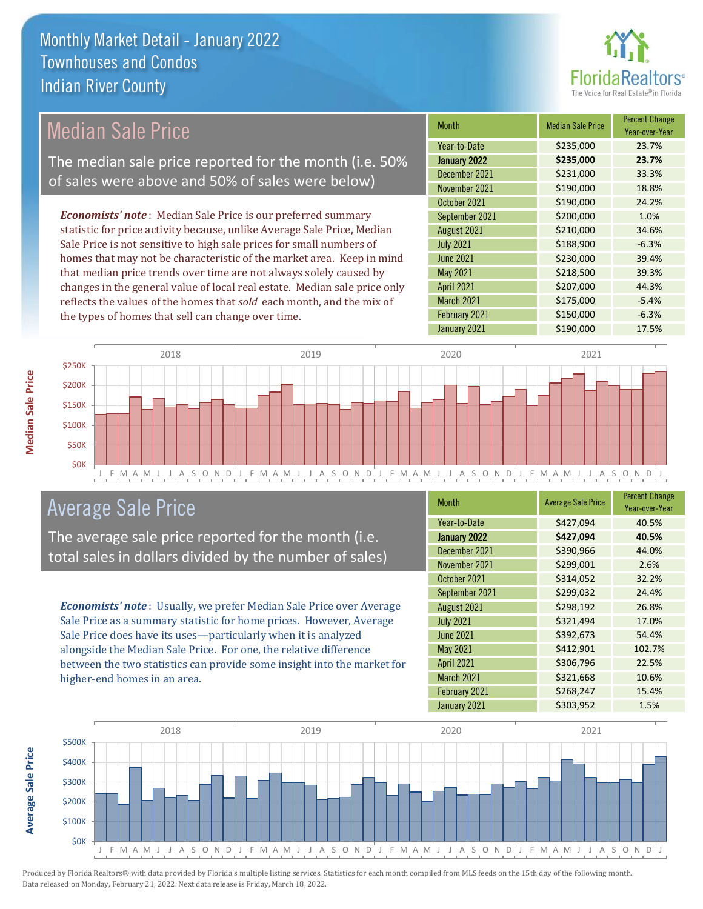# Monthly Market Detail - January 2022
## Townhouses and Condos
## Indian River County

## Median Sale Price

The median sale price reported for the month (i.e. 50% of sales were above and 50% of sales were below)

*Economists' note*: Median Sale Price is our preferred summary statistic for price activity because, unlike Average Sale Price, Median Sale Price is not sensitive to high sale prices for small numbers of homes that may not be characteristic of the market area. Keep in mind that median price trends over time are not always solely caused by changes in the general value of local real estate. Median sale price only reflects the values of the homes that *sold* each month, and the mix of the types of homes that sell can change over time.

| Month | Median Sale Price | Percent Change Year-over-Year |
|---|---|---|
| Year-to-Date | $235,000 | 23.7% |
| **January 2022** | **$235,000** | **23.7%** |
| December 2021 | $231,000 | 33.3% |
| November 2021 | $190,000 | 18.8% |
| October 2021 | $190,000 | 24.2% |
| September 2021 | $200,000 | 1.0% |
| August 2021 | $210,000 | 34.6% |
| July 2021 | $188,900 | -6.3% |
| June 2021 | $230,000 | 39.4% |
| May 2021 | $218,500 | 39.3% |
| April 2021 | $207,000 | 44.3% |
| March 2021 | $175,000 | -5.4% |
| February 2021 | $150,000 | -6.3% |
| January 2021 | $190,000 | 17.5% |

## Average Sale Price

The average sale price reported for the month (i.e. total sales in dollars divided by the number of sales)

*Economists' note*: Usually, we prefer Median Sale Price over Average Sale Price as a summary statistic for home prices. However, Average Sale Price does have its uses—particularly when it is analyzed alongside the Median Sale Price. For one, the relative difference between the two statistics can provide some insight into the market for higher-end homes in an area.

| Month | Average Sale Price | Percent Change Year-over-Year |
|---|---|---|
| Year-to-Date | $427,094 | 40.5% |
| **January 2022** | **$427,094** | **40.5%** |
| December 2021 | $390,966 | 44.0% |
| November 2021 | $299,001 | 2.6% |
| October 2021 | $314,052 | 32.2% |
| September 2021 | $299,032 | 24.4% |
| August 2021 | $298,192 | 26.8% |
| July 2021 | $321,494 | 17.0% |
| June 2021 | $392,673 | 54.4% |
| May 2021 | $412,901 | 102.7% |
| April 2021 | $306,796 | 22.5% |
| March 2021 | $321,668 | 10.6% |
| February 2021 | $268,247 | 15.4% |
| January 2021 | $303,952 | 1.5% |

Produced by Florida Realtors® with data provided by Florida's multiple listing services. Statistics for each month compiled from MLS feeds on the 15th day of the following month. Data released on Monday, February 21, 2022. Next data release is Friday, March 18, 2022.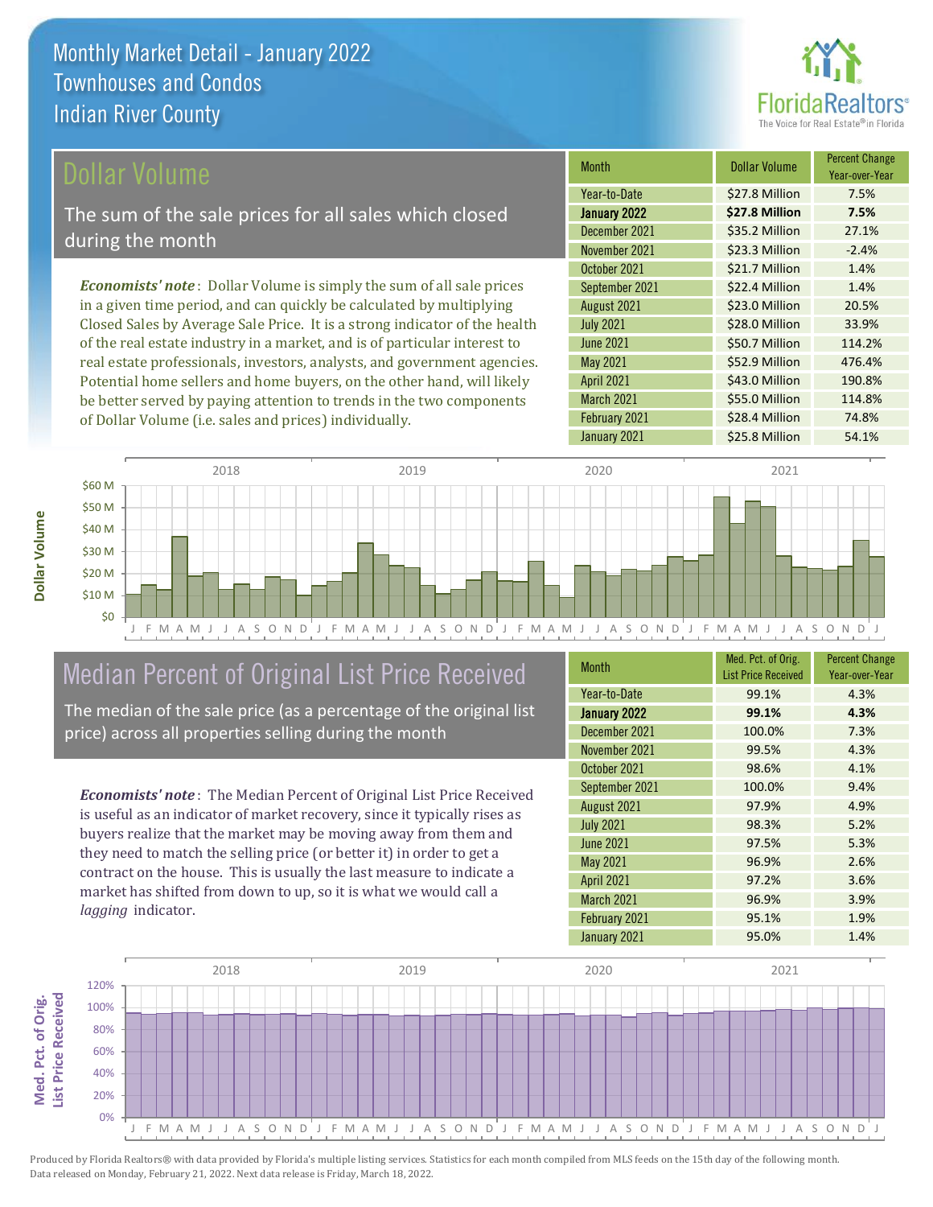# Monthly Market Detail - January 2022
## Townhouses and Condos
## Indian River County

## Dollar Volume

The sum of the sale prices for all sales which closed during the month

*Economists' note*: Dollar Volume is simply the sum of all sale prices in a given time period, and can quickly be calculated by multiplying Closed Sales by Average Sale Price. It is a strong indicator of the health of the real estate industry in a market, and is of particular interest to real estate professionals, investors, analysts, and government agencies. Potential home sellers and home buyers, on the other hand, will likely be better served by paying attention to trends in the two components of Dollar Volume (i.e. sales and prices) individually.

| Month | Dollar Volume | Percent Change Year-over-Year |
|---|---|---|
| Year-to-Date | $27.8 Million | 7.5% |
| **January 2022** | **$27.8 Million** | **7.5%** |
| December 2021 | $35.2 Million | 27.1% |
| November 2021 | $23.3 Million | -2.4% |
| October 2021 | $21.7 Million | 1.4% |
| September 2021 | $22.4 Million | 1.4% |
| August 2021 | $23.0 Million | 20.5% |
| July 2021 | $28.0 Million | 33.9% |
| June 2021 | $50.7 Million | 114.2% |
| May 2021 | $52.9 Million | 476.4% |
| April 2021 | $43.0 Million | 190.8% |
| March 2021 | $55.0 Million | 114.8% |
| February 2021 | $28.4 Million | 74.8% |
| January 2021 | $25.8 Million | 54.1% |

## Median Percent of Original List Price Received

The median of the sale price (as a percentage of the original list price) across all properties selling during the month

*Economists' note*: The Median Percent of Original List Price Received is useful as an indicator of market recovery, since it typically rises as buyers realize that the market may be moving away from them and they need to match the selling price (or better it) in order to get a contract on the house. This is usually the last measure to indicate a market has shifted from down to up, so it is what we would call a *lagging* indicator.

| Month | Med. Pct. of Orig. List Price Received | Percent Change Year-over-Year |
|---|---|---|
| Year-to-Date | 99.1% | 4.3% |
| **January 2022** | **99.1%** | **4.3%** |
| December 2021 | 100.0% | 7.3% |
| November 2021 | 99.5% | 4.3% |
| October 2021 | 98.6% | 4.1% |
| September 2021 | 100.0% | 9.4% |
| August 2021 | 97.9% | 4.9% |
| July 2021 | 98.3% | 5.2% |
| June 2021 | 97.5% | 5.3% |
| May 2021 | 96.9% | 2.6% |
| April 2021 | 97.2% | 3.6% |
| March 2021 | 96.9% | 3.9% |
| February 2021 | 95.1% | 1.9% |
| January 2021 | 95.0% | 1.4% |

Produced by Florida Realtors® with data provided by Florida's multiple listing services. Statistics for each month compiled from MLS feeds on the 15th day of the following month. Data released on Monday, February 21, 2022. Next data release is Friday, March 18, 2022.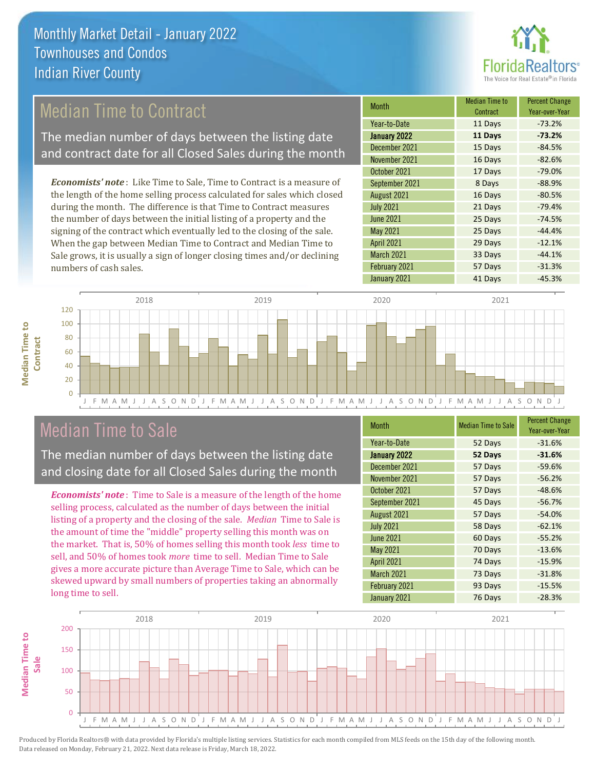# Monthly Market Detail - January 2022
## Townhouses and Condos
## Indian River County

## Median Time to Contract

The median number of days between the listing date and contract date for all Closed Sales during the month

*Economists' note*: Like Time to Sale, Time to Contract is a measure of the length of the home selling process calculated for sales which closed during the month. The difference is that Time to Contract measures the number of days between the initial listing of a property and the signing of the contract which eventually led to the closing of the sale. When the gap between Median Time to Contract and Median Time to Sale grows, it is usually a sign of longer closing times and/or declining numbers of cash sales.

| Month | Median Time to Contract | Percent Change Year-over-Year |
|---|---|---|
| Year-to-Date | 11 Days | -73.2% |
| **January 2022** | **11 Days** | **-73.2%** |
| December 2021 | 15 Days | -84.5% |
| November 2021 | 16 Days | -82.6% |
| October 2021 | 17 Days | -79.0% |
| September 2021 | 8 Days | -88.9% |
| August 2021 | 16 Days | -80.5% |
| July 2021 | 21 Days | -79.4% |
| June 2021 | 25 Days | -74.5% |
| May 2021 | 25 Days | -44.4% |
| April 2021 | 29 Days | -12.1% |
| March 2021 | 33 Days | -44.1% |
| February 2021 | 57 Days | -31.3% |
| January 2021 | 41 Days | -45.3% |

## Median Time to Sale

The median number of days between the listing date and closing date for all Closed Sales during the month

*Economists' note*: Time to Sale is a measure of the length of the home selling process, calculated as the number of days between the initial listing of a property and the closing of the sale. *Median* Time to Sale is the amount of time the "middle" property selling this month was on the market. That is, 50% of homes selling this month took *less* time to sell, and 50% of homes took *more* time to sell. Median Time to Sale gives a more accurate picture than Average Time to Sale, which can be skewed upward by small numbers of properties taking an abnormally long time to sell.

| Month | Median Time to Sale | Percent Change Year-over-Year |
|---|---|---|
| Year-to-Date | 52 Days | -31.6% |
| **January 2022** | **52 Days** | **-31.6%** |
| December 2021 | 57 Days | -59.6% |
| November 2021 | 57 Days | -56.2% |
| October 2021 | 57 Days | -48.6% |
| September 2021 | 45 Days | -56.7% |
| August 2021 | 57 Days | -54.0% |
| July 2021 | 58 Days | -62.1% |
| June 2021 | 60 Days | -55.2% |
| May 2021 | 70 Days | -13.6% |
| April 2021 | 74 Days | -15.9% |
| March 2021 | 73 Days | -31.8% |
| February 2021 | 93 Days | -15.5% |
| January 2021 | 76 Days | -28.3% |

Produced by Florida Realtors® with data provided by Florida's multiple listing services. Statistics for each month compiled from MLS feeds on the 15th day of the following month. Data released on Monday, February 21, 2022. Next data release is Friday, March 18, 2022.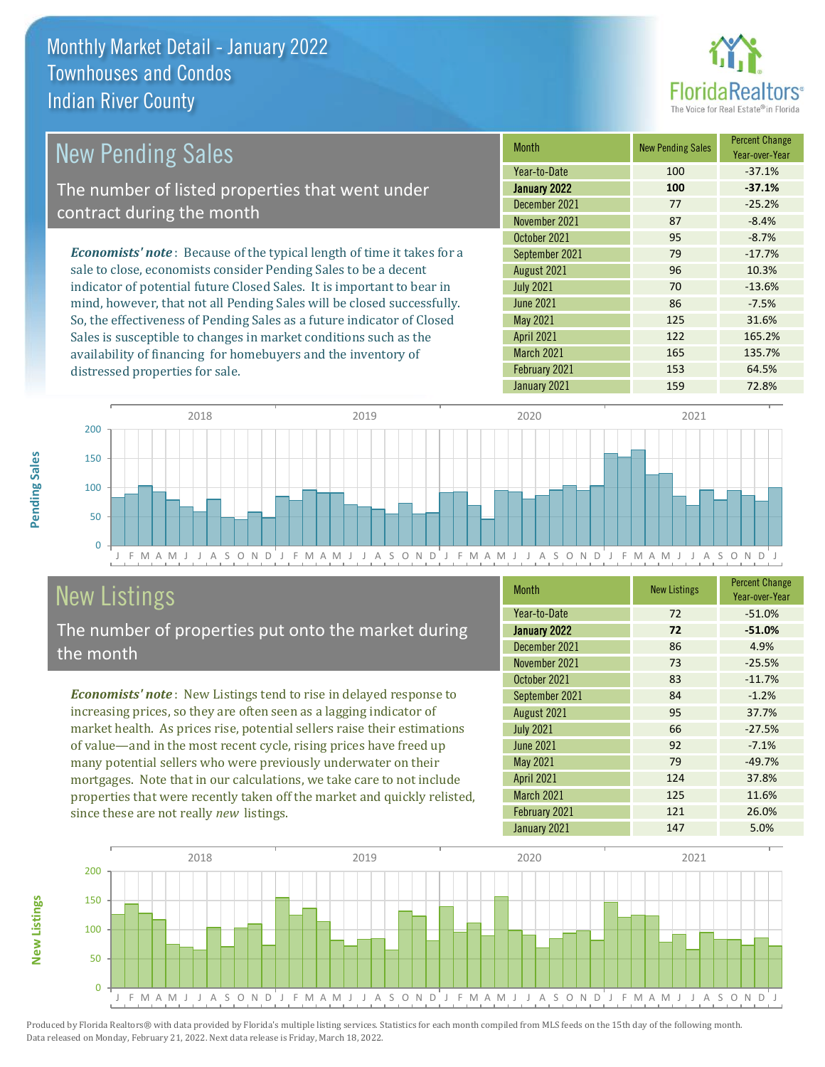# Monthly Market Detail - January 2022
## Townhouses and Condos
## Indian River County

## New Pending Sales

The number of listed properties that went under contract during the month

*Economists' note*: Because of the typical length of time it takes for a sale to close, economists consider Pending Sales to be a decent indicator of potential future Closed Sales. It is important to bear in mind, however, that not all Pending Sales will be closed successfully. So, the effectiveness of Pending Sales as a future indicator of Closed Sales is susceptible to changes in market conditions such as the availability of financing for homebuyers and the inventory of distressed properties for sale.

| Month | New Pending Sales | Percent Change Year-over-Year |
|---|---|---|
| Year-to-Date | 100 | -37.1% |
| **January 2022** | **100** | **-37.1%** |
| December 2021 | 77 | -25.2% |
| November 2021 | 87 | -8.4% |
| October 2021 | 95 | -8.7% |
| September 2021 | 79 | -17.7% |
| August 2021 | 96 | 10.3% |
| July 2021 | 70 | -13.6% |
| June 2021 | 86 | -7.5% |
| May 2021 | 125 | 31.6% |
| April 2021 | 122 | 165.2% |
| March 2021 | 165 | 135.7% |
| February 2021 | 153 | 64.5% |
| January 2021 | 159 | 72.8% |

## New Listings

The number of properties put onto the market during the month

*Economists' note*: New Listings tend to rise in delayed response to increasing prices, so they are often seen as a lagging indicator of market health. As prices rise, potential sellers raise their estimations of value—and in the most recent cycle, rising prices have freed up many potential sellers who were previously underwater on their mortgages. Note that in our calculations, we take care to not include properties that were recently taken off the market and quickly relisted, since these are not really *new* listings.

| Month | New Listings | Percent Change Year-over-Year |
|---|---|---|
| Year-to-Date | 72 | -51.0% |
| **January 2022** | **72** | **-51.0%** |
| December 2021 | 86 | 4.9% |
| November 2021 | 73 | -25.5% |
| October 2021 | 83 | -11.7% |
| September 2021 | 84 | -1.2% |
| August 2021 | 95 | 37.7% |
| July 2021 | 66 | -27.5% |
| June 2021 | 92 | -7.1% |
| May 2021 | 79 | -49.7% |
| April 2021 | 124 | 37.8% |
| March 2021 | 125 | 11.6% |
| February 2021 | 121 | 26.0% |
| January 2021 | 147 | 5.0% |

Produced by Florida Realtors® with data provided by Florida's multiple listing services. Statistics for each month compiled from MLS feeds on the 15th day of the following month. Data released on Monday, February 21, 2022. Next data release is Friday, March 18, 2022.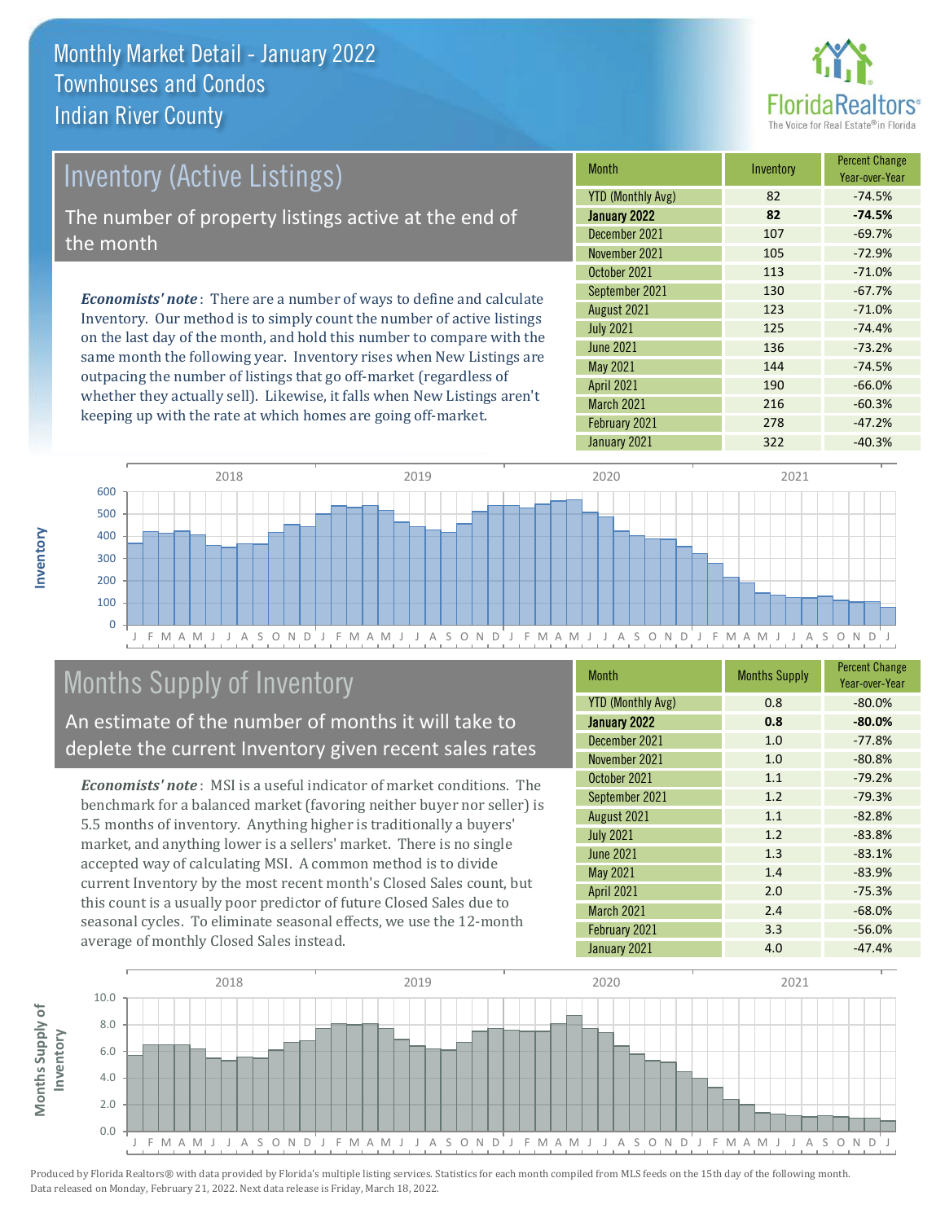# Monthly Market Detail - January 2022
## Townhouses and Condos
## Indian River County

## Inventory (Active Listings)

The number of property listings active at the end of the month

*Economists' note*: There are a number of ways to define and calculate Inventory. Our method is to simply count the number of active listings on the last day of the month, and hold this number to compare with the same month the following year. Inventory rises when New Listings are outpacing the number of listings that go off-market (regardless of whether they actually sell). Likewise, it falls when New Listings aren't keeping up with the rate at which homes are going off-market.

| Month | Inventory | Percent Change Year-over-Year |
|---|---|---|
| YTD (Monthly Avg) | 82 | -74.5% |
| **January 2022** | **82** | **-74.5%** |
| December 2021 | 107 | -69.7% |
| November 2021 | 105 | -72.9% |
| October 2021 | 113 | -71.0% |
| September 2021 | 130 | -67.7% |
| August 2021 | 123 | -71.0% |
| July 2021 | 125 | -74.4% |
| June 2021 | 136 | -73.2% |
| May 2021 | 144 | -74.5% |
| April 2021 | 190 | -66.0% |
| March 2021 | 216 | -60.3% |
| February 2021 | 278 | -47.2% |
| January 2021 | 322 | -40.3% |

## Months Supply of Inventory

An estimate of the number of months it will take to deplete the current Inventory given recent sales rates

*Economists' note*: MSI is a useful indicator of market conditions. The benchmark for a balanced market (favoring neither buyer nor seller) is 5.5 months of inventory. Anything higher is traditionally a buyers' market, and anything lower is a sellers' market. There is no single accepted way of calculating MSI. A common method is to divide current Inventory by the most recent month's Closed Sales count, but this count is a usually poor predictor of future Closed Sales due to seasonal cycles. To eliminate seasonal effects, we use the 12-month average of monthly Closed Sales instead.

| Month | Months Supply | Percent Change Year-over-Year |
|---|---|---|
| YTD (Monthly Avg) | 0.8 | -80.0% |
| **January 2022** | **0.8** | **-80.0%** |
| December 2021 | 1.0 | -77.8% |
| November 2021 | 1.0 | -80.8% |
| October 2021 | 1.1 | -79.2% |
| September 2021 | 1.2 | -79.3% |
| August 2021 | 1.1 | -82.8% |
| July 2021 | 1.2 | -83.8% |
| June 2021 | 1.3 | -83.1% |
| May 2021 | 1.4 | -83.9% |
| April 2021 | 2.0 | -75.3% |
| March 2021 | 2.4 | -68.0% |
| February 2021 | 3.3 | -56.0% |
| January 2021 | 4.0 | -47.4% |

Produced by Florida Realtors® with data provided by Florida's multiple listing services. Statistics for each month compiled from MLS feeds on the 15th day of the following month. Data released on Monday, February 21, 2022. Next data release is Friday, March 18, 2022.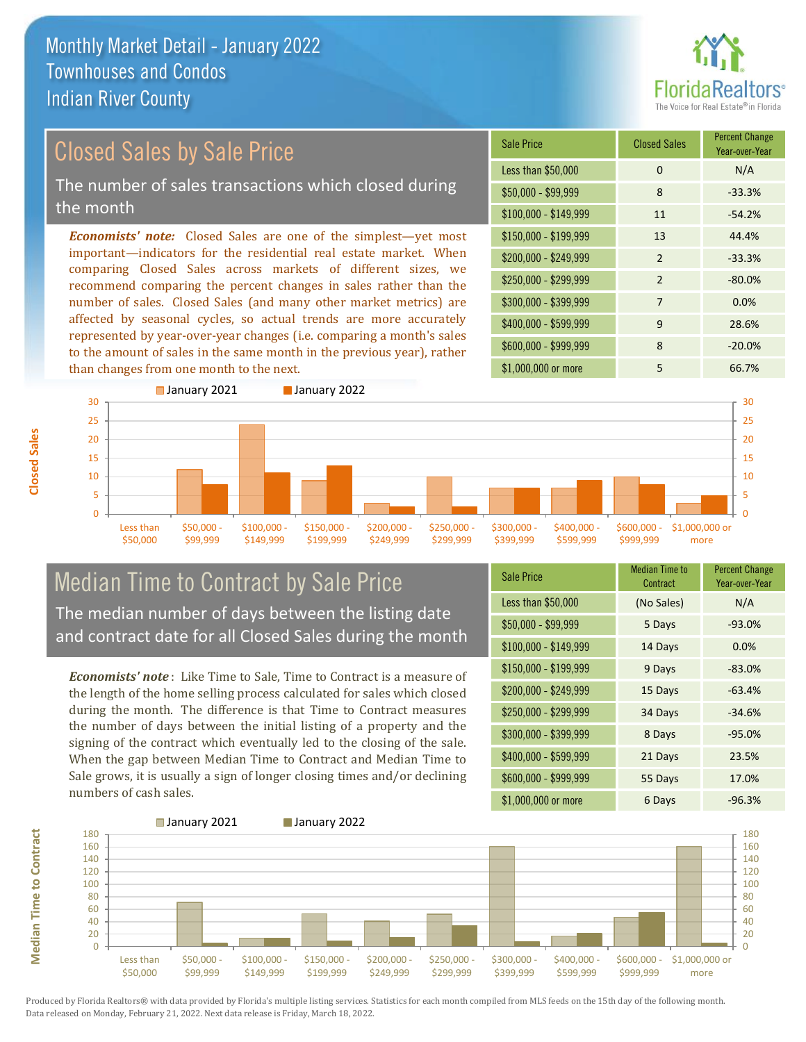# Monthly Market Detail - January 2022
## Townhouses and Condos
## Indian River County

## Closed Sales by Sale Price

The number of sales transactions which closed during the month

***Economists' note:*** Closed Sales are one of the simplest—yet most important—indicators for the residential real estate market. When comparing Closed Sales across markets of different sizes, we recommend comparing the percent changes in sales rather than the number of sales. Closed Sales (and many other market metrics) are affected by seasonal cycles, so actual trends are more accurately represented by year-over-year changes (i.e. comparing a month's sales to the amount of sales in the same month in the previous year), rather than changes from one month to the next.

| Sale Price | Closed Sales | Percent Change Year-over-Year |
|---|---|---|
| Less than $50,000 | 0 | N/A |
| $50,000 - $99,999 | 8 | -33.3% |
| $100,000 - $149,999 | 11 | -54.2% |
| $150,000 - $199,999 | 13 | 44.4% |
| $200,000 - $249,999 | 2 | -33.3% |
| $250,000 - $299,999 | 2 | -80.0% |
| $300,000 - $399,999 | 7 | 0.0% |
| $400,000 - $599,999 | 9 | 28.6% |
| $600,000 - $999,999 | 8 | -20.0% |
| $1,000,000 or more | 5 | 66.7% |

## Median Time to Contract by Sale Price

The median number of days between the listing date and contract date for all Closed Sales during the month

***Economists' note***: Like Time to Sale, Time to Contract is a measure of the length of the home selling process calculated for sales which closed during the month. The difference is that Time to Contract measures the number of days between the initial listing of a property and the signing of the contract which eventually led to the closing of the sale. When the gap between Median Time to Contract and Median Time to Sale grows, it is usually a sign of longer closing times and/or declining numbers of cash sales.

| Sale Price | Median Time to Contract | Percent Change Year-over-Year |
|---|---|---|
| Less than $50,000 | (No Sales) | N/A |
| $50,000 - $99,999 | 5 Days | -93.0% |
| $100,000 - $149,999 | 14 Days | 0.0% |
| $150,000 - $199,999 | 9 Days | -83.0% |
| $200,000 - $249,999 | 15 Days | -63.4% |
| $250,000 - $299,999 | 34 Days | -34.6% |
| $300,000 - $399,999 | 8 Days | -95.0% |
| $400,000 - $599,999 | 21 Days | 23.5% |
| $600,000 - $999,999 | 55 Days | 17.0% |
| $1,000,000 or more | 6 Days | -96.3% |

Produced by Florida Realtors® with data provided by Florida's multiple listing services. Statistics for each month compiled from MLS feeds on the 15th day of the following month. Data released on Monday, February 21, 2022. Next data release is Friday, March 18, 2022.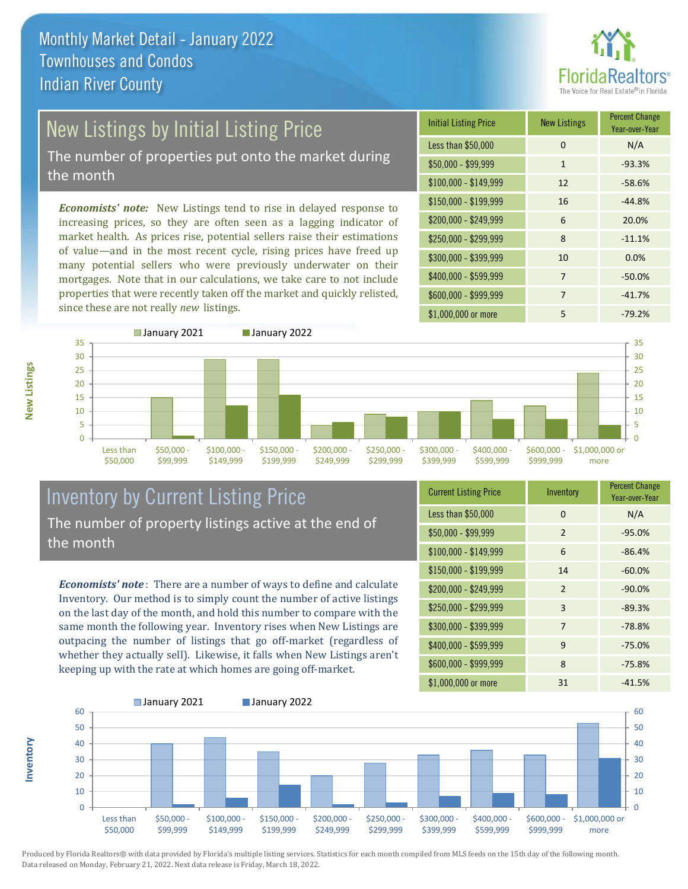# Monthly Market Detail - January 2022
## Townhouses and Condos
## Indian River County

## New Listings by Initial Listing Price

The number of properties put onto the market during the month

*Economists' note:* New Listings tend to rise in delayed response to increasing prices, so they are often seen as a lagging indicator of market health. As prices rise, potential sellers raise their estimations of value—and in the most recent cycle, rising prices have freed up many potential sellers who were previously underwater on their mortgages. Note that in our calculations, we take care to not include properties that were recently taken off the market and quickly relisted, since these are not really *new* listings.

| Initial Listing Price | New Listings | Percent Change Year-over-Year |
|---|---|---|
| Less than $50,000 | 0 | N/A |
| $50,000 - $99,999 | 1 | -93.3% |
| $100,000 - $149,999 | 12 | -58.6% |
| $150,000 - $199,999 | 16 | -44.8% |
| $200,000 - $249,999 | 6 | 20.0% |
| $250,000 - $299,999 | 8 | -11.1% |
| $300,000 - $399,999 | 10 | 0.0% |
| $400,000 - $599,999 | 7 | -50.0% |
| $600,000 - $999,999 | 7 | -41.7% |
| $1,000,000 or more | 5 | -79.2% |

## Inventory by Current Listing Price

The number of property listings active at the end of the month

*Economists' note*: There are a number of ways to define and calculate Inventory. Our method is to simply count the number of active listings on the last day of the month, and hold this number to compare with the same month the following year. Inventory rises when New Listings are outpacing the number of listings that go off-market (regardless of whether they actually sell). Likewise, it falls when New Listings aren't keeping up with the rate at which homes are going off-market.

| Current Listing Price | Inventory | Percent Change Year-over-Year |
|---|---|---|
| Less than $50,000 | 0 | N/A |
| $50,000 - $99,999 | 2 | -95.0% |
| $100,000 - $149,999 | 6 | -86.4% |
| $150,000 - $199,999 | 14 | -60.0% |
| $200,000 - $249,999 | 2 | -90.0% |
| $250,000 - $299,999 | 3 | -89.3% |
| $300,000 - $399,999 | 7 | -78.8% |
| $400,000 - $599,999 | 9 | -75.0% |
| $600,000 - $999,999 | 8 | -75.8% |
| $1,000,000 or more | 31 | -41.5% |

Produced by Florida Realtors® with data provided by Florida's multiple listing services. Statistics for each month compiled from MLS feeds on the 15th day of the following month. Data released on Monday, February 21, 2022. Next data release is Friday, March 18, 2022.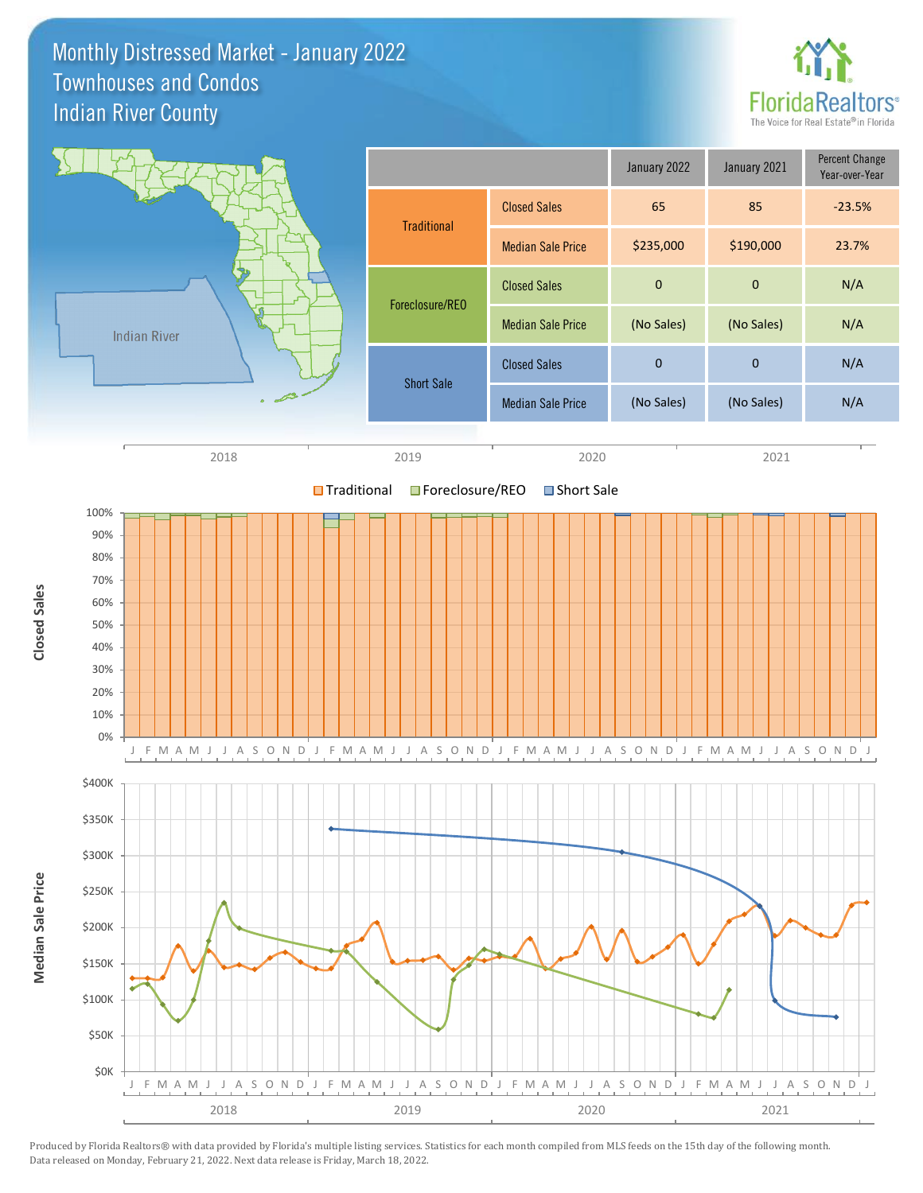# Monthly Distressed Market - January 2022
## Townhouses and Condos
## Indian River County

FloridaRealtors®
The Voice for Real Estate® in Florida

Indian River

| | | January 2022 | January 2021 | Percent Change Year-over-Year |
|---|---|---|---|---|
| Traditional | Closed Sales | 65 | 85 | -23.5% |
| | Median Sale Price | $235,000 | $190,000 | 23.7% |
| Foreclosure/REO | Closed Sales | 0 | 0 | N/A |
| | Median Sale Price | (No Sales) | (No Sales) | N/A |
| Short Sale | Closed Sales | 0 | 0 | N/A |
| | Median Sale Price | (No Sales) | (No Sales) | N/A |

2018 2019 2020 2021

Traditional Foreclosure/REO Short Sale

Closed Sales

100% 90% 80% 70% 60% 50% 40% 30% 20% 10% 0%

J F M A M J J A S O N D J F M A M J J A S O N D J F M A M J J A S O N D J F M A M J J A S O N D J

Median Sale Price

$400K $350K $300K $250K $200K $150K $100K $50K $0K

J F M A M J J A S O N D J F M A M J J A S O N D J F M A M J J A S O N D J F M A M J J A S O N D J

2018 2019 2020 2021

Produced by Florida Realtors® with data provided by Florida's multiple listing services. Statistics for each month compiled from MLS feeds on the 15th day of the following month. Data released on Monday, February 21, 2022. Next data release is Friday, March 18, 2022.